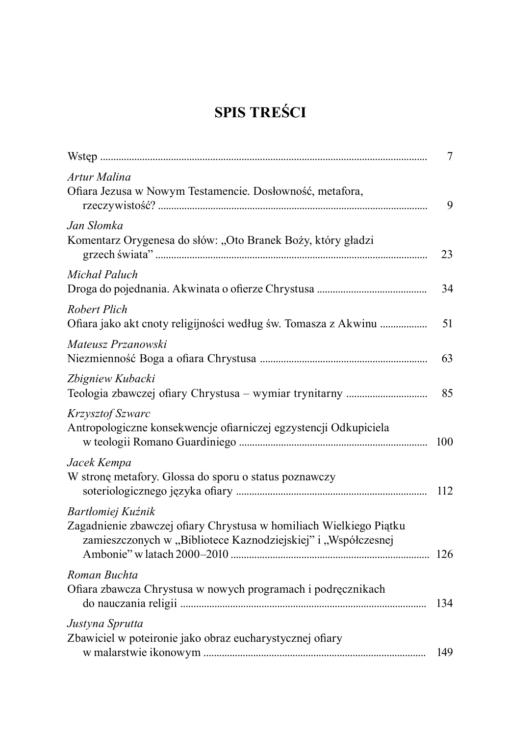# SPIS TREŚCI

Wstęp ........................................................................................................ 7

*Artur Malina*
Ofiara Jezusa w Nowym Testamencie. Dosłowność, metafora, rzeczywistość? ........................................................................................ 9

*Jan Słomka*
Komentarz Orygenesa do słów: „Oto Branek Boży, który gładzi grzech świata” ........................................................................................ 23

*Michał Paluch*
Droga do pojednania. Akwinata o ofierze Chrystusa ......................................... 34

*Robert Plich*
Ofiara jako akt cnoty religijności według św. Tomasza z Akwinu ................. 51

*Mateusz Przanowski*
Niezmienność Boga a ofiara Chrystusa ............................................................... 63

*Zbigniew Kubacki*
Teologia zbawczej ofiary Chrystusa – wymiar trynitarny .............................. 85

*Krzysztof Szwarc*
Antropologiczne konsekwencje ofiarniczej egzystencji Odkupiciela w teologii Romano Guardiniego ....................................................................... 100

*Jacek Kempa*
W stronę metafory. Glossa do sporu o status poznawczy soteriologicznego języka ofiary ........................................................................ 112

*Bartłomiej Kuźnik*
Zagadnienie zbawczej ofiary Chrystusa w homiliach Wielkiego Piątku zamieszczonych w „Bibliotece Kaznodziejskiej” i „Współczesnej Ambonie” w latach 2000–2010 .......................................................................... 126

*Roman Buchta*
Ofiara zbawcza Chrystusa w nowych programach i podręcznikach do nauczania religii ............................................................................................ 134

*Justyna Sprutta*
Zbawiciel w poteironie jako obraz eucharystycznej ofiary w malarstwie ikonowym ................................................................................... 149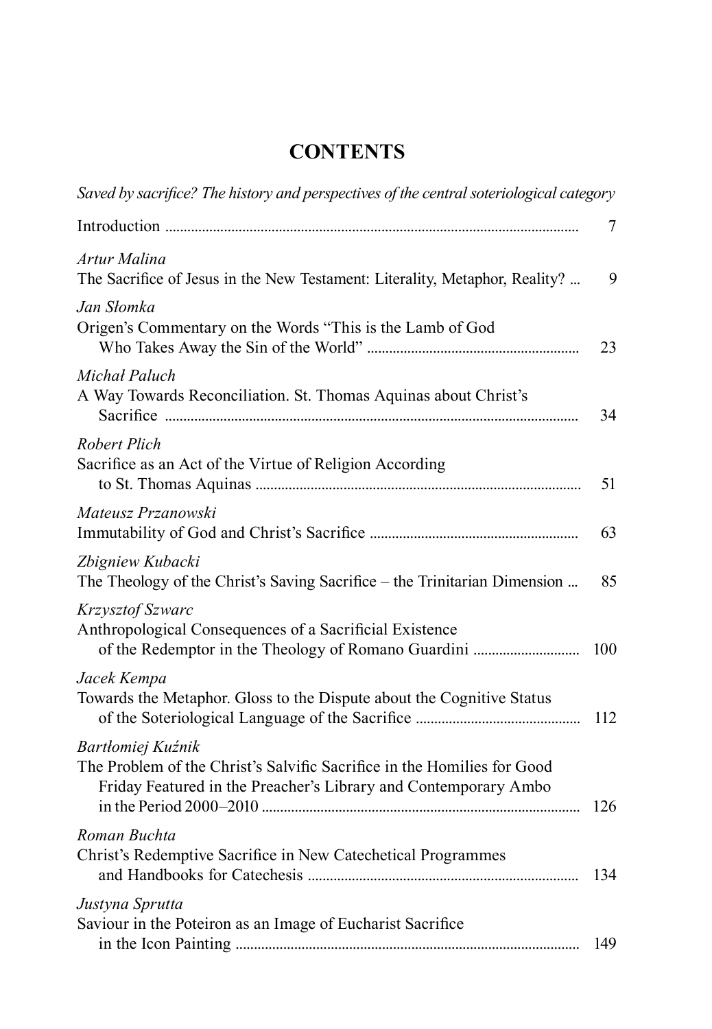# CONTENTS

*Saved by sacrifice? The history and perspectives of the central soteriological category*

Introduction ... 7

*Artur Malina*
The Sacrifice of Jesus in the New Testament: Literality, Metaphor, Reality? ... 9

*Jan Słomka*
Origen's Commentary on the Words "This is the Lamb of God Who Takes Away the Sin of the World" ... 23

*Michał Paluch*
A Way Towards Reconciliation. St. Thomas Aquinas about Christ's Sacrifice ... 34

*Robert Plich*
Sacrifice as an Act of the Virtue of Religion According to St. Thomas Aquinas ... 51

*Mateusz Przanowski*
Immutability of God and Christ's Sacrifice ... 63

*Zbigniew Kubacki*
The Theology of the Christ's Saving Sacrifice – the Trinitarian Dimension ... 85

*Krzysztof Szwarc*
Anthropological Consequences of a Sacrificial Existence of the Redemptor in the Theology of Romano Guardini ... 100

*Jacek Kempa*
Towards the Metaphor. Gloss to the Dispute about the Cognitive Status of the Soteriological Language of the Sacrifice ... 112

*Bartłomiej Kuźnik*
The Problem of the Christ's Salvific Sacrifice in the Homilies for Good Friday Featured in the Preacher's Library and Contemporary Ambo in the Period 2000–2010 ... 126

*Roman Buchta*
Christ's Redemptive Sacrifice in New Catechetical Programmes and Handbooks for Catechesis ... 134

*Justyna Sprutta*
Saviour in the Poteiron as an Image of Eucharist Sacrifice in the Icon Painting ... 149